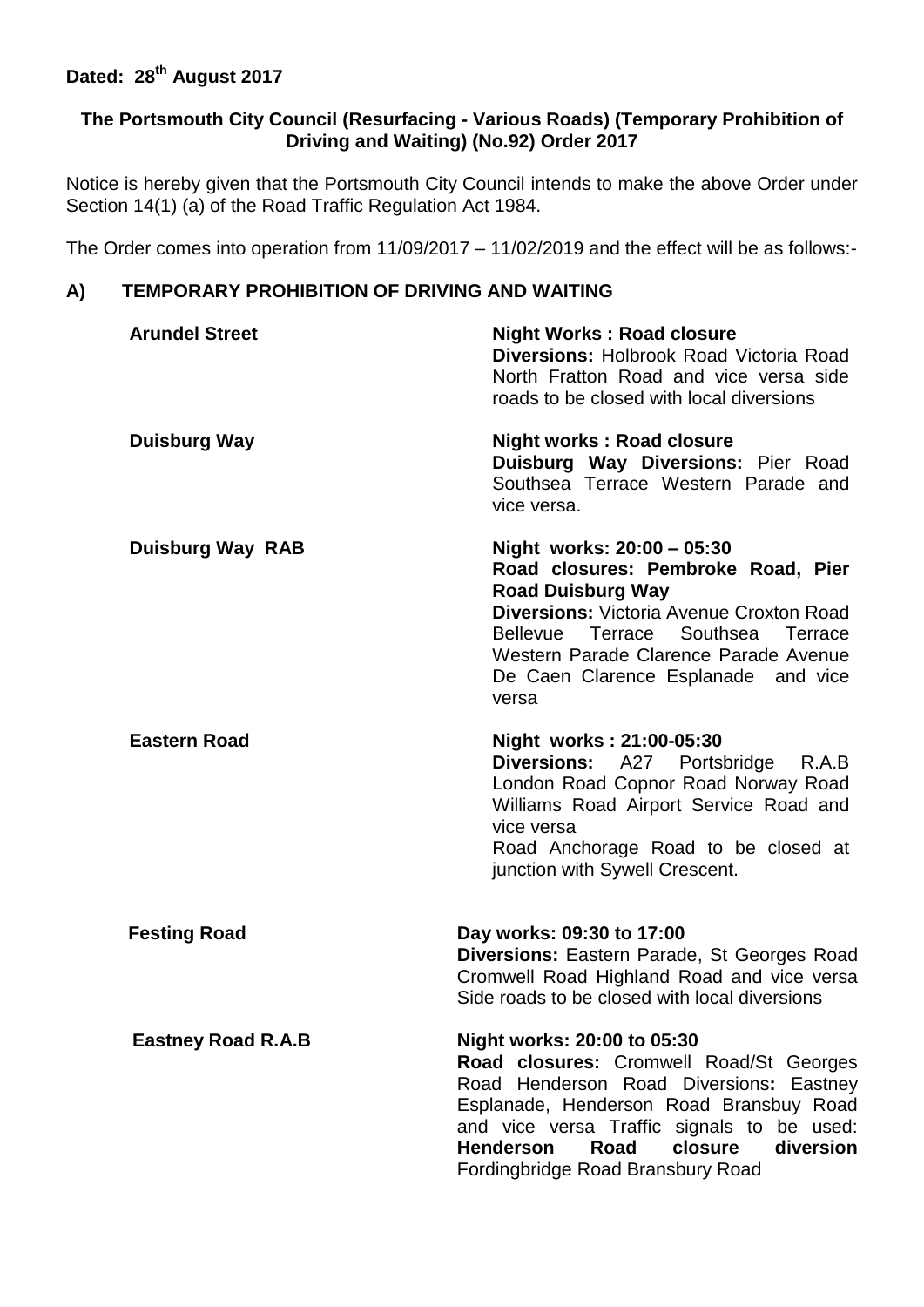**Dated: 28th August 2017**

**The Portsmouth City Council (Resurfacing - Various Roads) (Temporary Prohibition of Driving and Waiting) (No.92) Order 2017**

Notice is hereby given that the Portsmouth City Council intends to make the above Order under Section 14(1) (a) of the Road Traffic Regulation Act 1984.

The Order comes into operation from 11/09/2017 – 11/02/2019 and the effect will be as follows:-

## A) TEMPORARY PROHIBITION OF DRIVING AND WAITING

| | |
|---|---|
| **Arundel Street** | **Night Works : Road closure**<br>**Diversions:** Holbrook Road Victoria Road North Fratton Road and vice versa side roads to be closed with local diversions |
| **Duisburg Way** | **Night works : Road closure**<br>**Duisburg Way Diversions:** Pier Road Southsea Terrace Western Parade and vice versa. |
| **Duisburg Way RAB** | **Night works: 20:00 – 05:30**<br>**Road closures: Pembroke Road, Pier Road Duisburg Way**<br>**Diversions:** Victoria Avenue Croxton Road Bellevue Terrace Southsea Terrace Western Parade Clarence Parade Avenue De Caen Clarence Esplanade and vice versa |
| **Eastern Road** | **Night works : 21:00-05:30**<br>**Diversions:** A27 Portsbridge R.A.B London Road Copnor Road Norway Road Williams Road Airport Service Road and vice versa<br>Road Anchorage Road to be closed at junction with Sywell Crescent. |
| **Festing Road** | **Day works: 09:30 to 17:00**<br>**Diversions:** Eastern Parade, St Georges Road Cromwell Road Highland Road and vice versa Side roads to be closed with local diversions |
| **Eastney Road R.A.B** | **Night works: 20:00 to 05:30**<br>**Road closures:** Cromwell Road/St Georges Road Henderson Road Diversions**:** Eastney Esplanade, Henderson Road Bransbuy Road and vice versa Traffic signals to be used: **Henderson Road closure diversion** Fordingbridge Road Bransbury Road |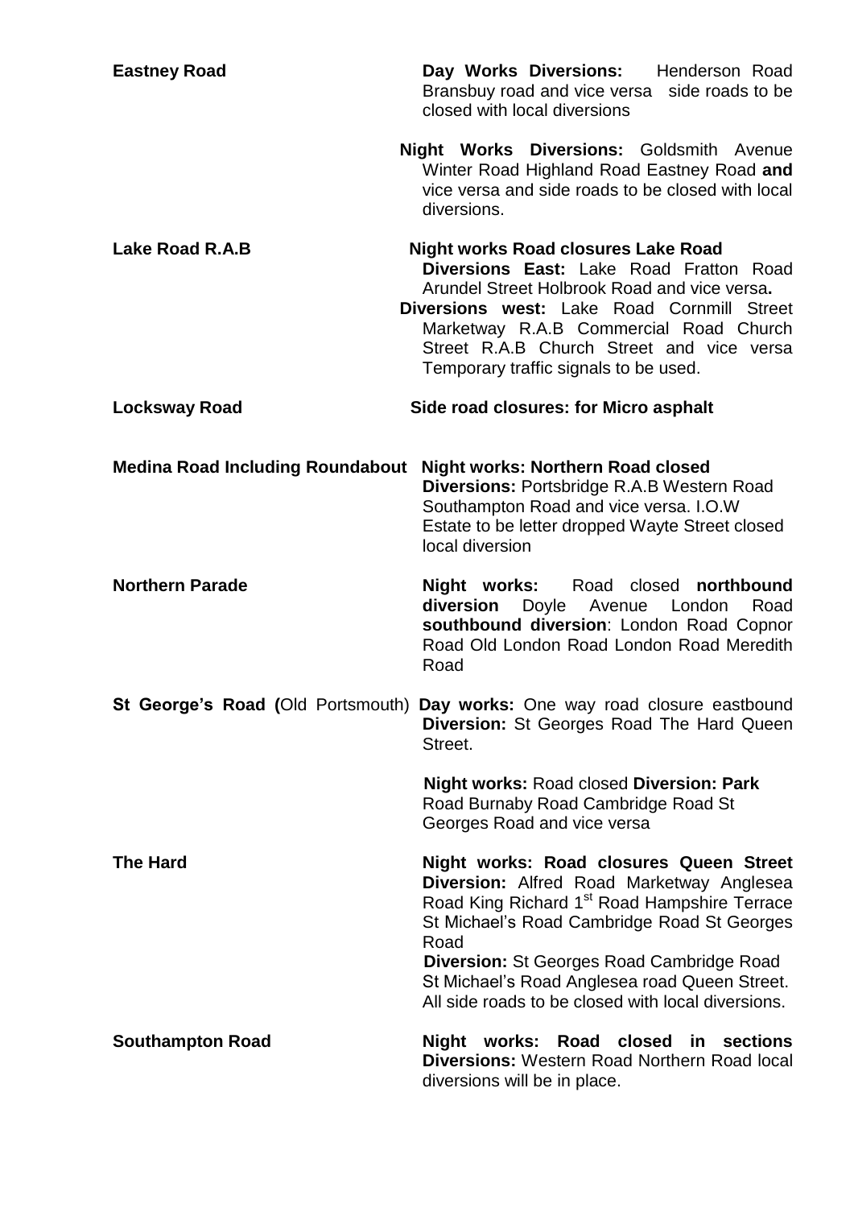| | |
|---|---|
| **Eastney Road** | **Day Works Diversions:** Henderson Road Bransbuy road and vice versa side roads to be closed with local diversions<br><br>**Night Works Diversions:** Goldsmith Avenue Winter Road Highland Road Eastney Road **and** vice versa and side roads to be closed with local diversions. |
| **Lake Road R.A.B** | **Night works Road closures Lake Road**<br>**Diversions East:** Lake Road Fratton Road Arundel Street Holbrook Road and vice versa**.**<br>**Diversions west:** Lake Road Cornmill Street Marketway R.A.B Commercial Road Church Street R.A.B Church Street and vice versa Temporary traffic signals to be used. |
| **Locksway Road** | **Side road closures: for Micro asphalt** |
| **Medina Road Including Roundabout** | **Night works: Northern Road closed**<br>**Diversions:** Portsbridge R.A.B Western Road Southampton Road and vice versa. I.O.W Estate to be letter dropped Wayte Street closed local diversion |
| **Northern Parade** | **Night works:** Road closed **northbound diversion** Doyle Avenue London Road **southbound diversion**: London Road Copnor Road Old London Road London Road Meredith Road |
| **St George's Road (**Old Portsmouth) | **Day works:** One way road closure eastbound **Diversion:** St Georges Road The Hard Queen Street.<br><br>**Night works:** Road closed **Diversion: Park** Road Burnaby Road Cambridge Road St Georges Road and vice versa |
| **The Hard** | **Night works: Road closures Queen Street Diversion:** Alfred Road Marketway Anglesea Road King Richard 1st Road Hampshire Terrace St Michael's Road Cambridge Road St Georges Road<br>**Diversion:** St Georges Road Cambridge Road St Michael's Road Anglesea road Queen Street. All side roads to be closed with local diversions. |
| **Southampton Road** | **Night works: Road closed in sections Diversions:** Western Road Northern Road local diversions will be in place. |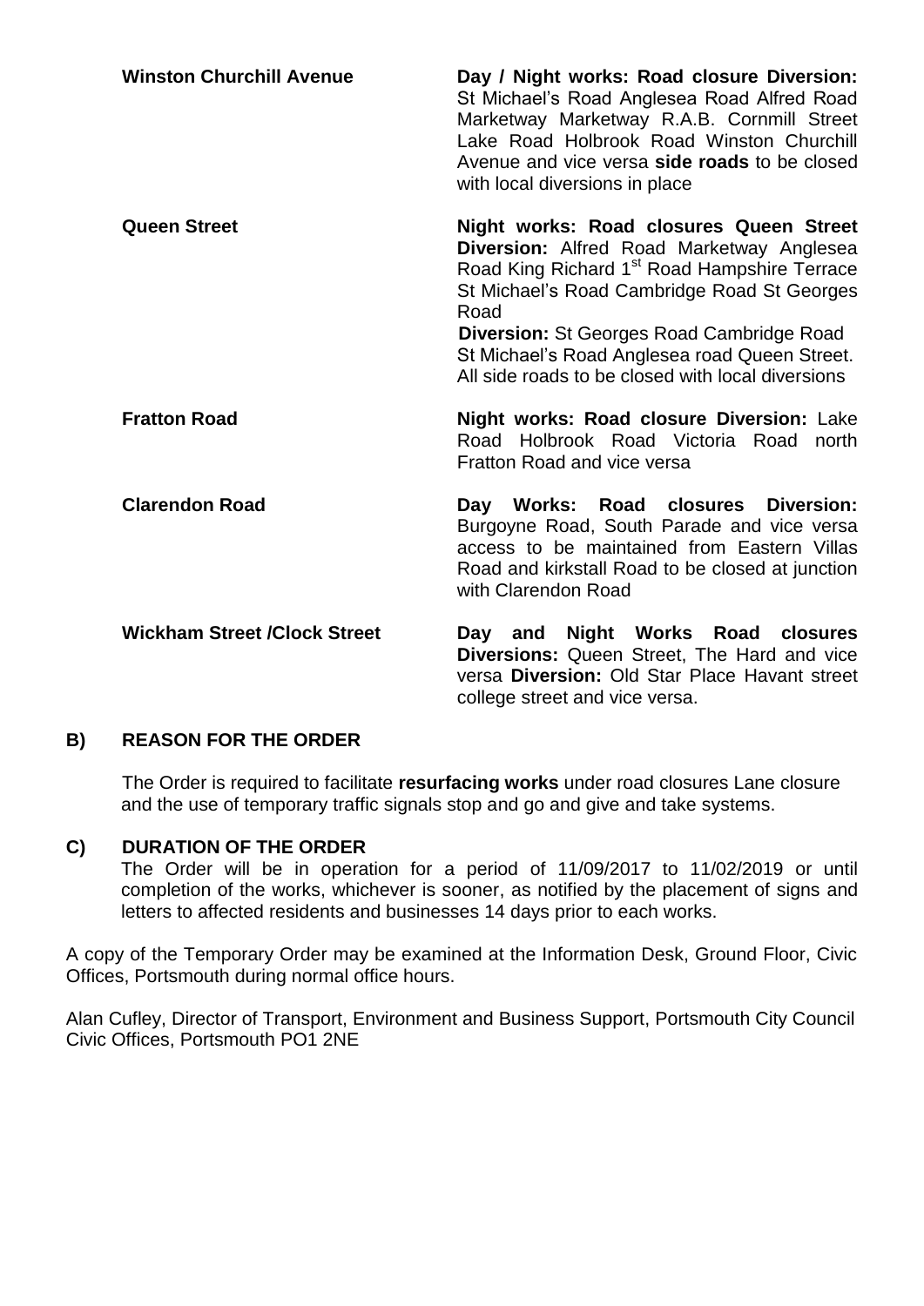| | |
|---|---|
| **Winston Churchill Avenue** | **Day / Night works: Road closure Diversion:** St Michael's Road Anglesea Road Alfred Road Marketway Marketway R.A.B. Cornmill Street Lake Road Holbrook Road Winston Churchill Avenue and vice versa **side roads** to be closed with local diversions in place |
| **Queen Street** | **Night works: Road closures Queen Street Diversion:** Alfred Road Marketway Anglesea Road King Richard 1st Road Hampshire Terrace St Michael's Road Cambridge Road St Georges Road **Diversion:** St Georges Road Cambridge Road St Michael's Road Anglesea road Queen Street. All side roads to be closed with local diversions |
| **Fratton Road** | **Night works: Road closure Diversion:** Lake Road Holbrook Road Victoria Road north Fratton Road and vice versa |
| **Clarendon Road** | **Day Works: Road closures Diversion:** Burgoyne Road, South Parade and vice versa access to be maintained from Eastern Villas Road and kirkstall Road to be closed at junction with Clarendon Road |
| **Wickham Street /Clock Street** | **Day and Night Works Road closures Diversions:** Queen Street, The Hard and vice versa **Diversion:** Old Star Place Havant street college street and vice versa. |

## B) REASON FOR THE ORDER

The Order is required to facilitate **resurfacing works** under road closures Lane closure and the use of temporary traffic signals stop and go and give and take systems.

## C) DURATION OF THE ORDER

The Order will be in operation for a period of 11/09/2017 to 11/02/2019 or until completion of the works, whichever is sooner, as notified by the placement of signs and letters to affected residents and businesses 14 days prior to each works.

A copy of the Temporary Order may be examined at the Information Desk, Ground Floor, Civic Offices, Portsmouth during normal office hours.

Alan Cufley, Director of Transport, Environment and Business Support, Portsmouth City Council Civic Offices, Portsmouth PO1 2NE